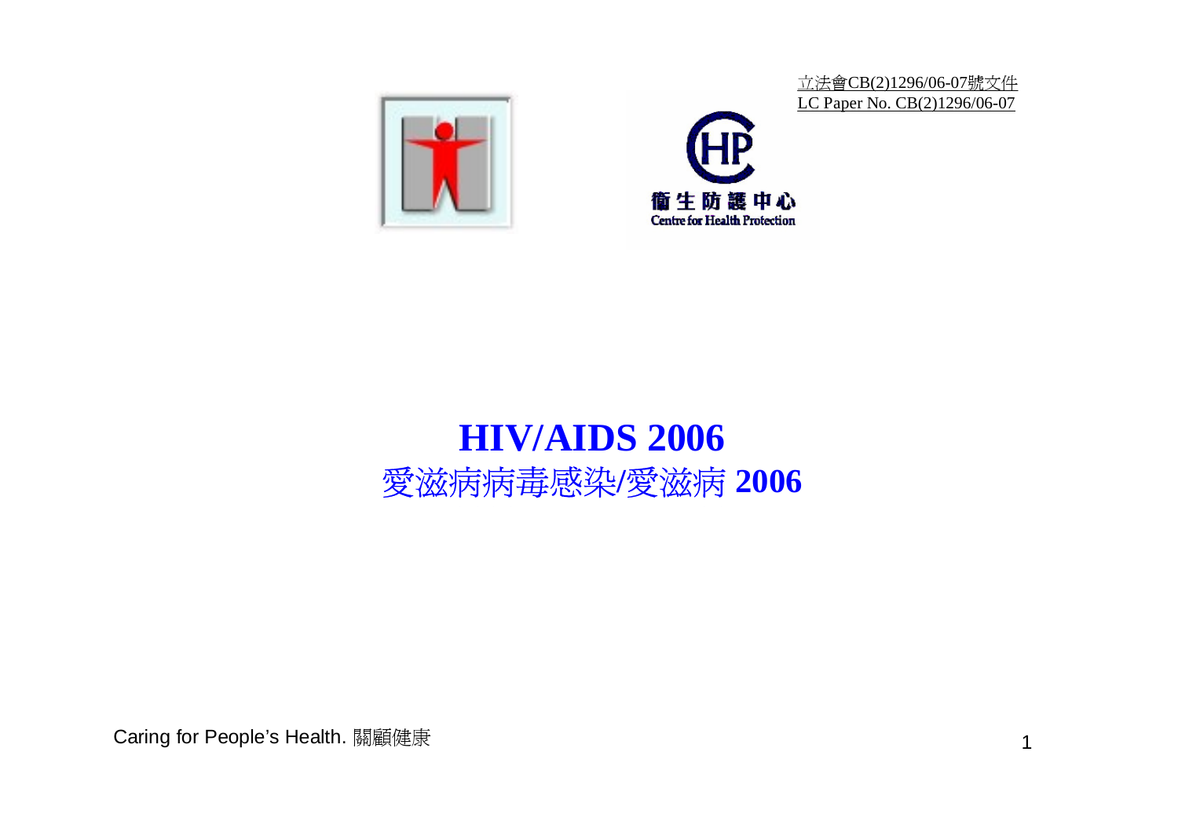立法會CB(2)1296/06-07號文件
LC Paper No. CB(2)1296/06-07

衞生防護中心
Centre for Health Protection

# HIV/AIDS 2006
# 愛滋病病毒感染/愛滋病 2006

Caring for People's Health. 關顧健康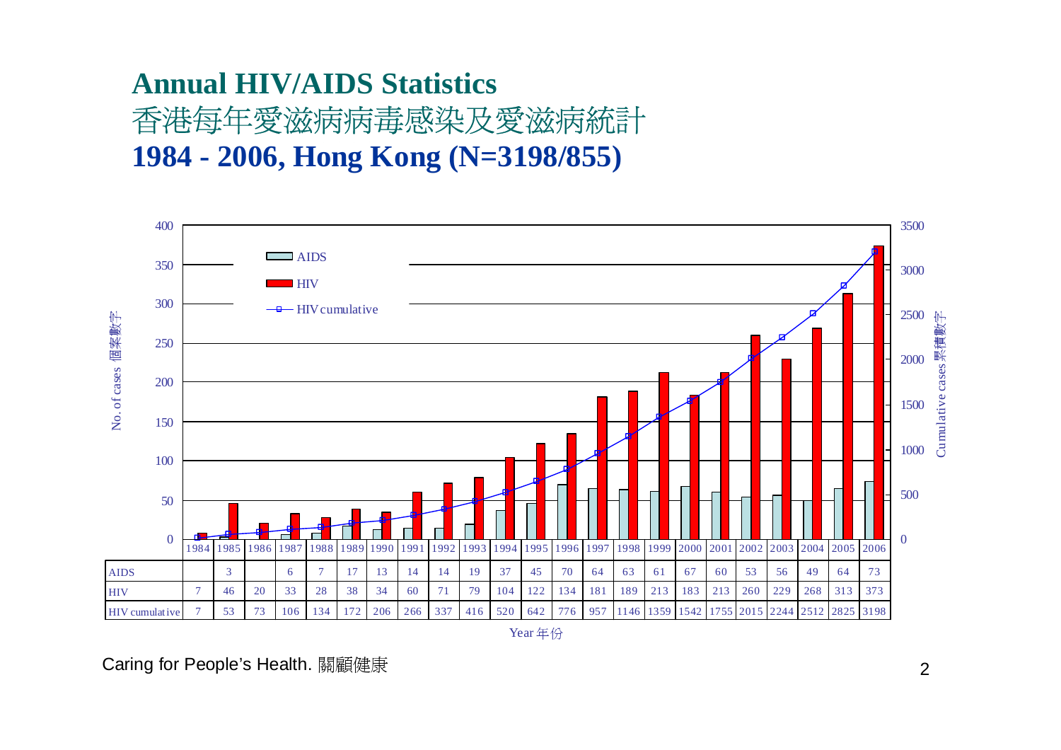# Annual HIV/AIDS Statistics

# 香港每年愛滋病病毒感染及愛滋病統計

# 1984 - 2006, Hong Kong (N=3198/855)

AIDS

HIV

HIV cumulative

No. of cases 個案數字

Cumulative cases 累積數字

0 50 100 150 200 250 300 350 400

0 500 1000 1500 2000 2500 3000 3500

| | 1984 | 1985 | 1986 | 1987 | 1988 | 1989 | 1990 | 1991 | 1992 | 1993 | 1994 | 1995 | 1996 | 1997 | 1998 | 1999 | 2000 | 2001 | 2002 | 2003 | 2004 | 2005 | 2006 |
|---|---|---|---|---|---|---|---|---|---|---|---|---|---|---|---|---|---|---|---|---|---|---|---|
| AIDS | | 3 | | 6 | 7 | 17 | 13 | 14 | 14 | 19 | 37 | 45 | 70 | 64 | 63 | 61 | 67 | 60 | 53 | 56 | 49 | 64 | 73 |
| HIV | 7 | 46 | 20 | 33 | 28 | 38 | 34 | 60 | 71 | 79 | 104 | 122 | 134 | 181 | 189 | 213 | 183 | 213 | 260 | 229 | 268 | 313 | 373 |
| HIV cumulative | 7 | 53 | 73 | 106 | 134 | 172 | 206 | 266 | 337 | 416 | 520 | 642 | 776 | 957 | 1146 | 1359 | 1542 | 1755 | 2015 | 2244 | 2512 | 2825 | 3198 |

Year 年份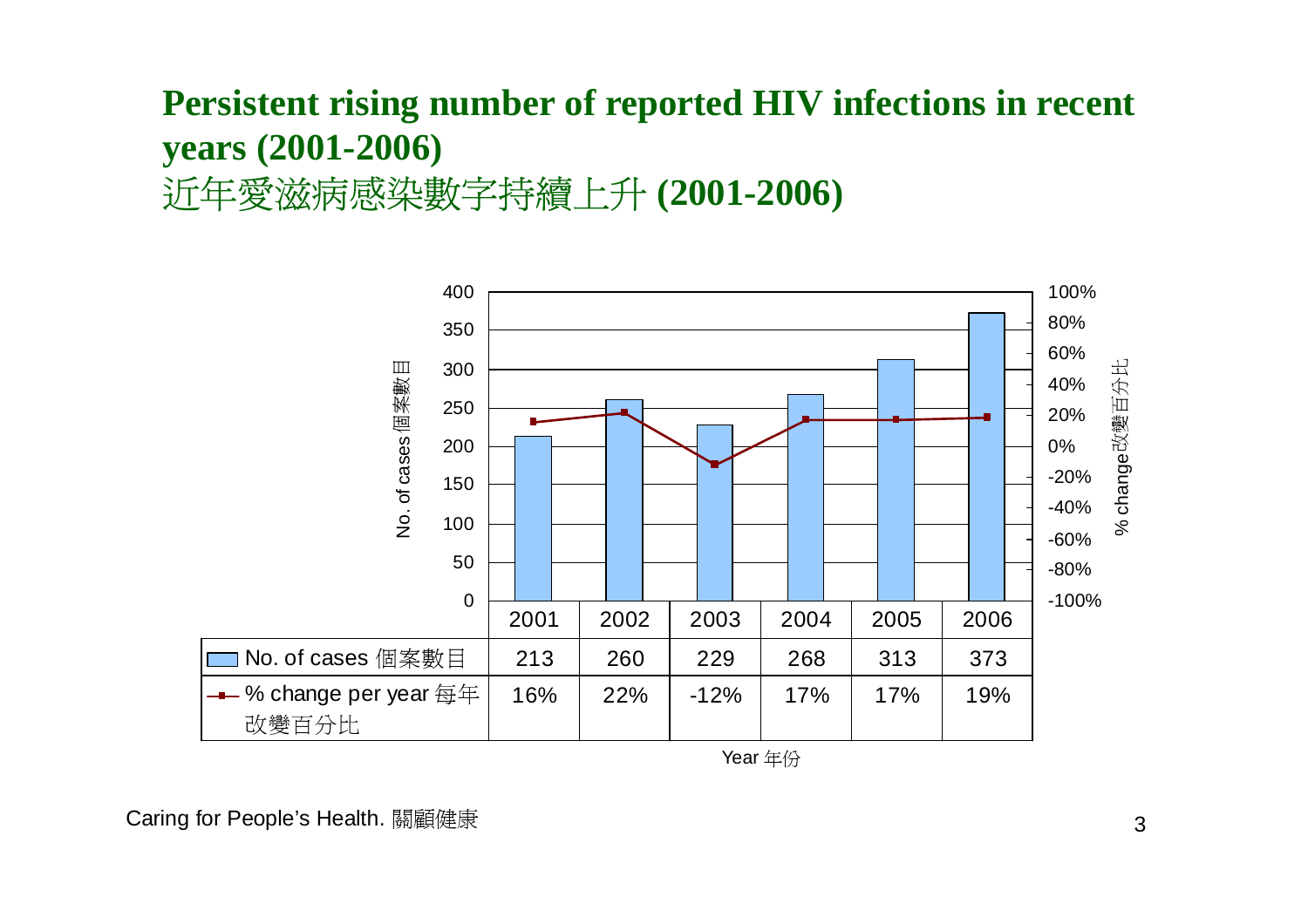# Persistent rising number of reported HIV infections in recent years (2001-2006)

# 近年愛滋病感染數字持續上升 (2001-2006)

No. of cases 個案數目

400
350
300
250
200
150
100
50
0

% change改變百分比

100%
80%
60%
40%
20%
0%
-20%
-40%
-60%
-80%
-100%

| | 2001 | 2002 | 2003 | 2004 | 2005 | 2006 |
|---|---|---|---|---|---|---|
| No. of cases 個案數目 | 213 | 260 | 229 | 268 | 313 | 373 |
| % change per year 每年改變百分比 | 16% | 22% | -12% | 17% | 17% | 19% |

Year 年份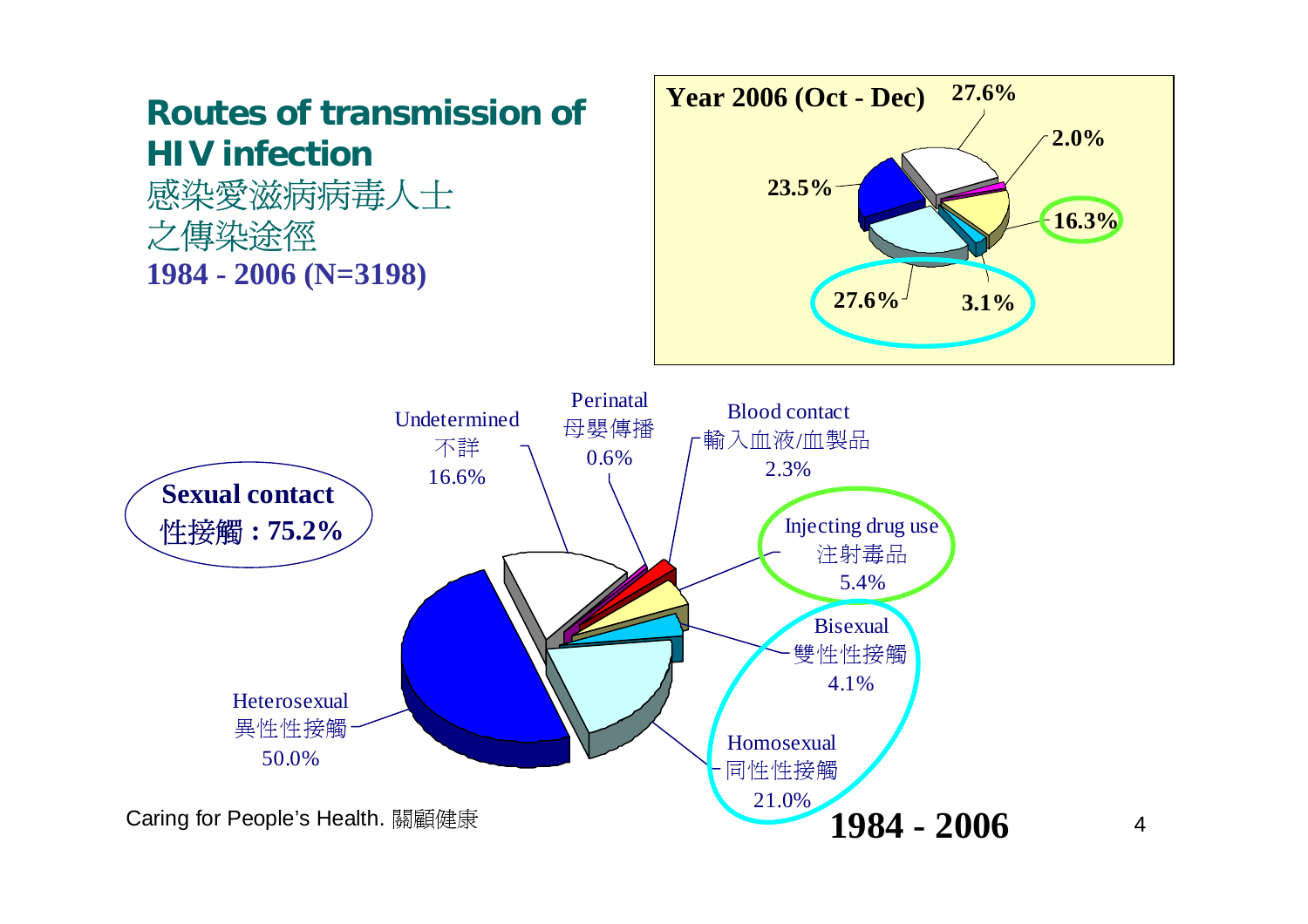## Routes of transmission of HIV infection

感染愛滋病病毒人士
之傳染途徑

**1984 - 2006 (N=3198)**

**Year 2006 (Oct - Dec)**

27.6%
2.0%
23.5%
16.3%
27.6%
3.1%

**Sexual contact**
**性接觸：75.2%**

Undetermined
不詳
16.6%

Perinatal
母嬰傳播
0.6%

Blood contact
輸入血液/血製品
2.3%

Injecting drug use
注射毒品
5.4%

Bisexual
雙性性接觸
4.1%

Homosexual
同性性接觸
21.0%

Heterosexual
異性性接觸
50.0%

**1984 - 2006**

Caring for People's Health. 關顧健康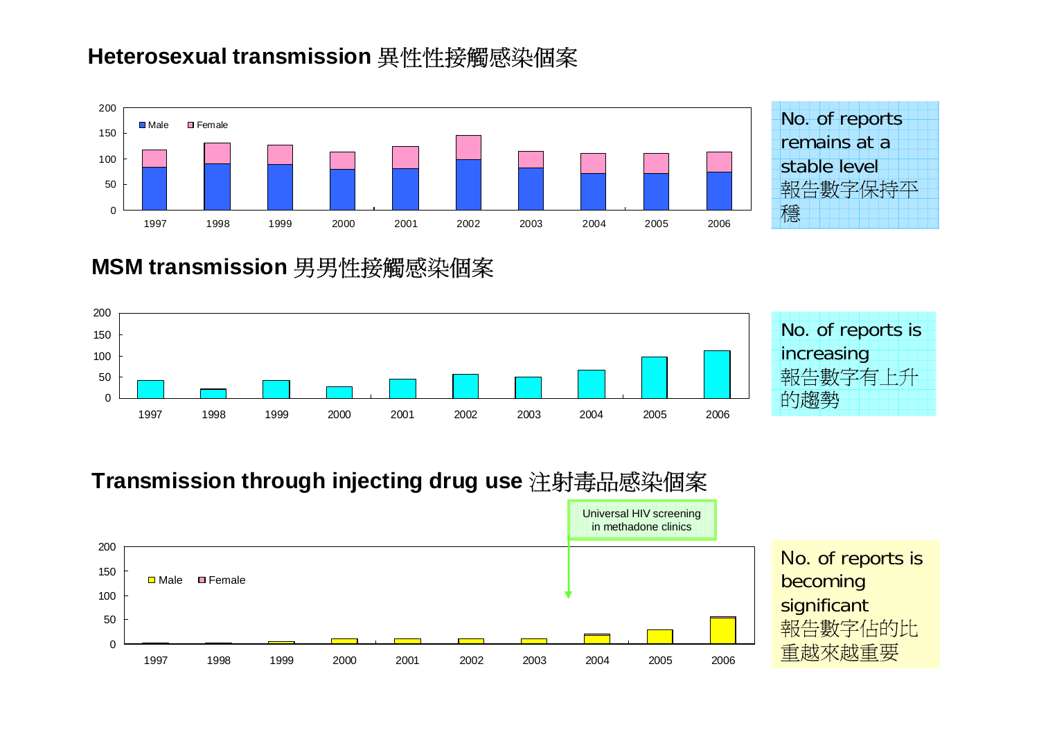## Heterosexual transmission 異性性接觸感染個案

200
150
100
50
0

Male  Female

1997 1998 1999 2000 2001 2002 2003 2004 2005 2006

No. of reports remains at a stable level
報告數字保持平穩

## MSM transmission 男男性接觸感染個案

200
150
100
50
0

1997 1998 1999 2000 2001 2002 2003 2004 2005 2006

No. of reports is increasing
報告數字有上升的趨勢

## Transmission through injecting drug use 注射毒品感染個案

Universal HIV screening in methadone clinics

200
150
100
50
0

Male  Female

1997 1998 1999 2000 2001 2002 2003 2004 2005 2006

No. of reports is becoming significant
報告數字佔的比重越來越重要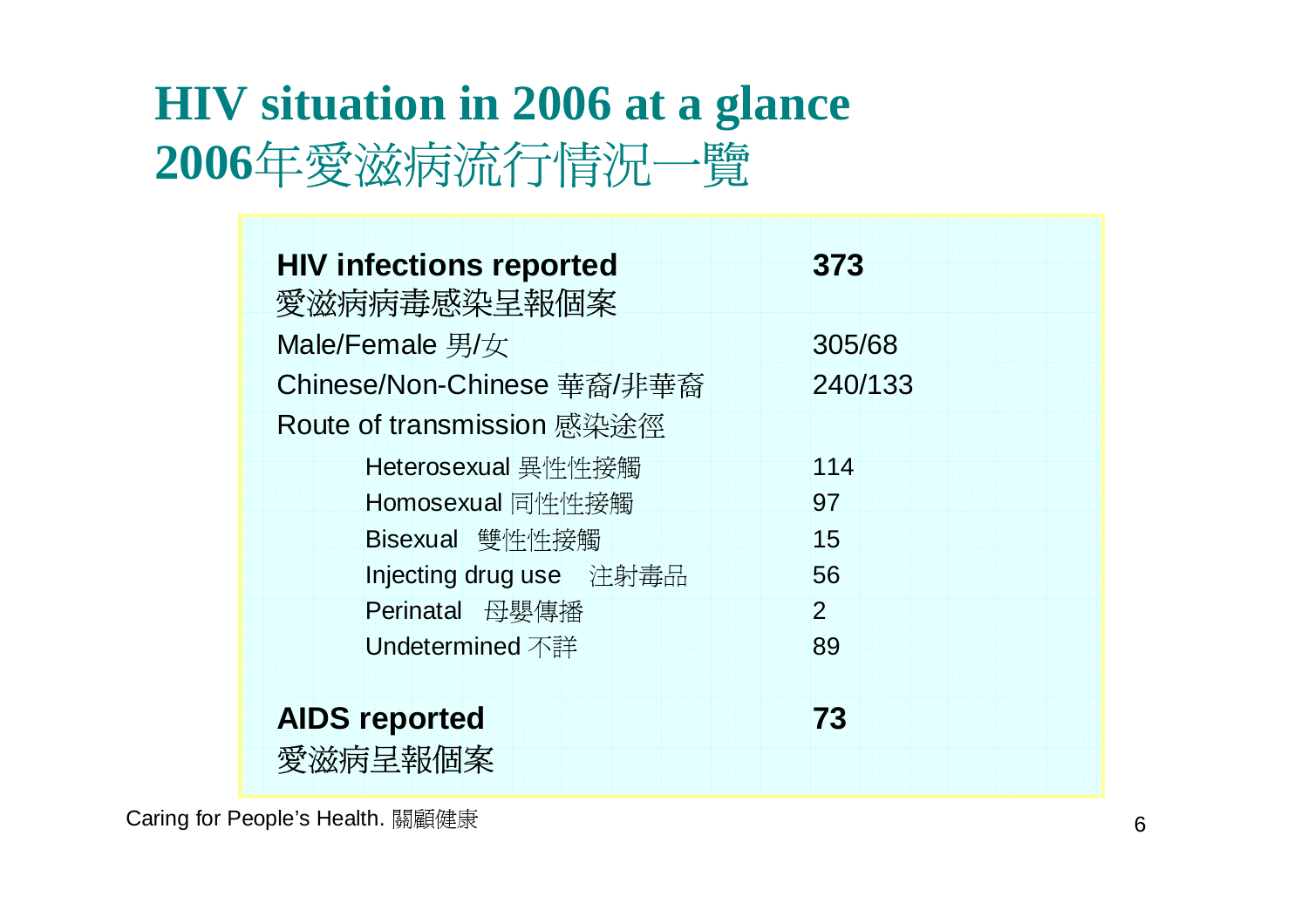# HIV situation in 2006 at a glance
# 2006年愛滋病流行情況一覽

| | |
|---|---|
| **HIV infections reported** 愛滋病病毒感染呈報個案 | **373** |
| Male/Female 男/女 | 305/68 |
| Chinese/Non-Chinese 華裔/非華裔 | 240/133 |
| Route of transmission 感染途徑 | |
| Heterosexual 異性性接觸 | 114 |
| Homosexual 同性性接觸 | 97 |
| Bisexual 雙性性接觸 | 15 |
| Injecting drug use 注射毒品 | 56 |
| Perinatal 母嬰傳播 | 2 |
| Undetermined 不詳 | 89 |
| **AIDS reported** 愛滋病呈報個案 | **73** |

Caring for People's Health. 關顧健康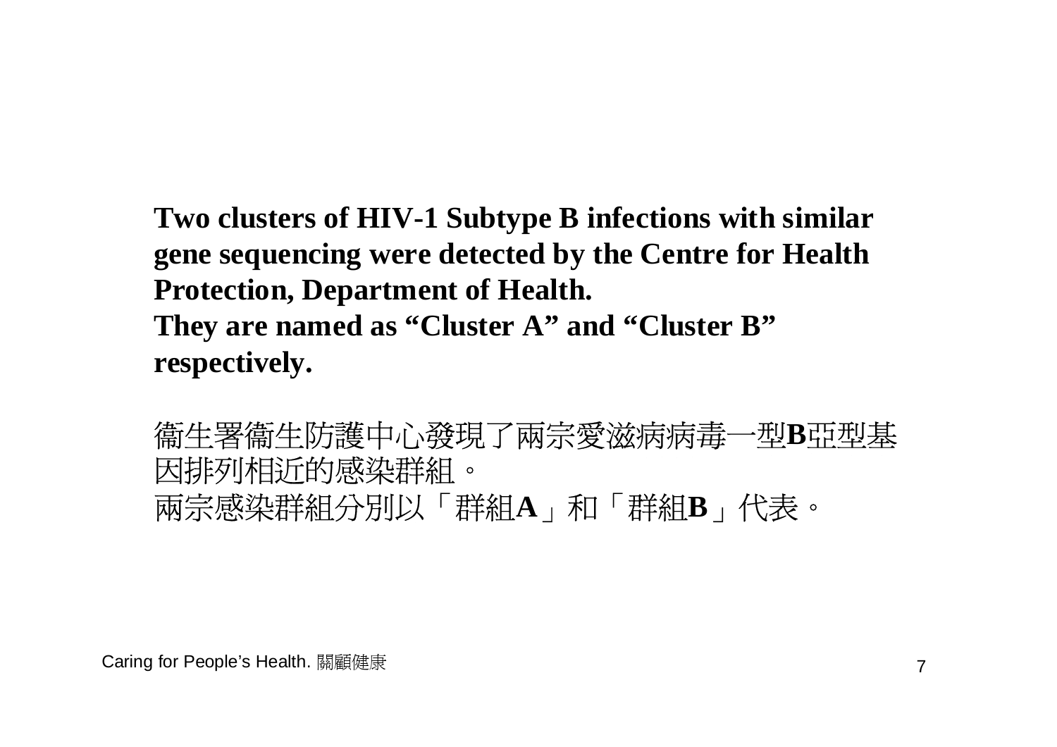**Two clusters of HIV-1 Subtype B infections with similar gene sequencing were detected by the Centre for Health Protection, Department of Health.**
**They are named as “Cluster A” and “Cluster B” respectively.**

衞生署衞生防護中心發現了兩宗愛滋病病毒一型**B**亞型基因排列相近的感染群組。
兩宗感染群組分別以「群組**A**」和「群組**B**」代表。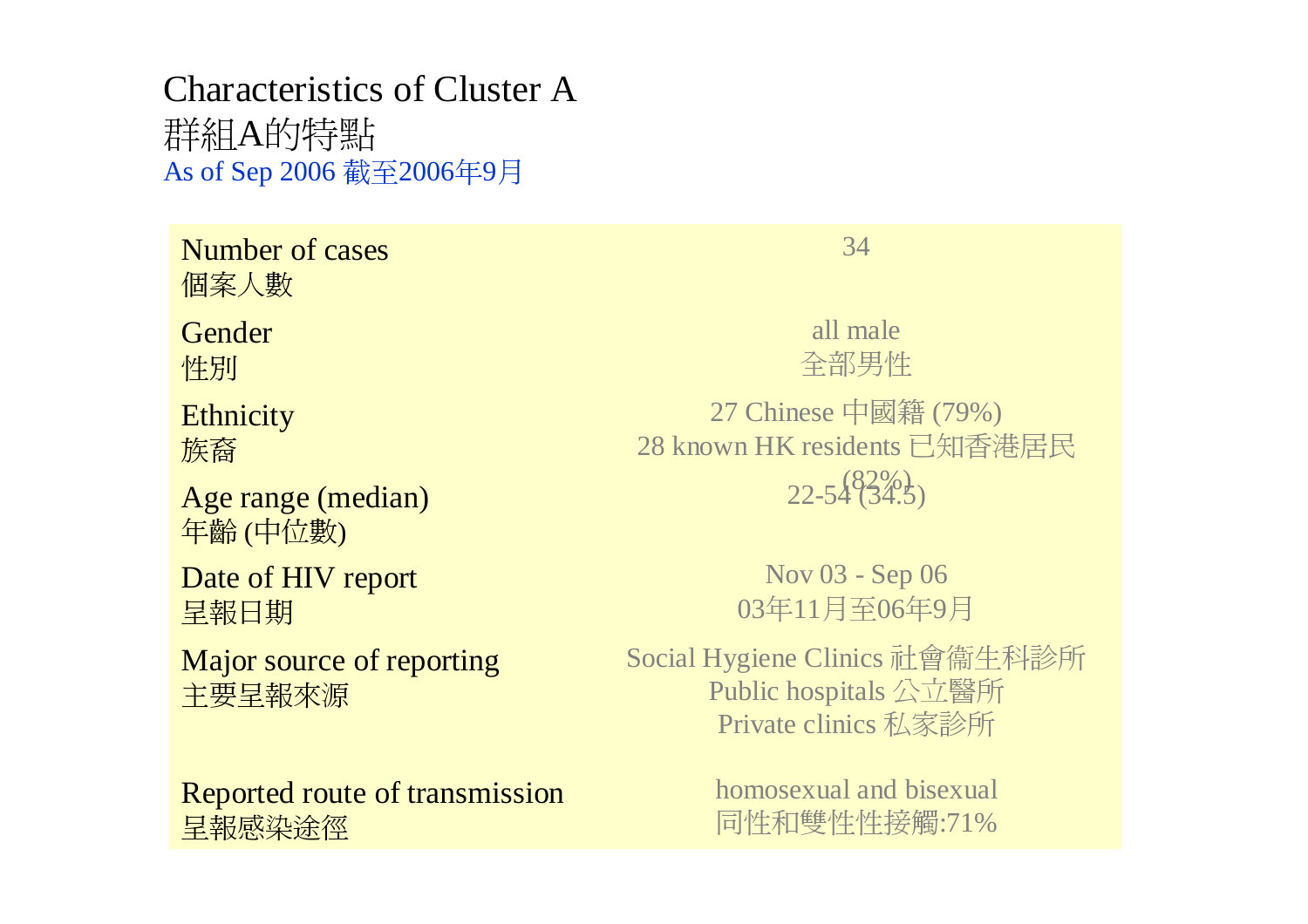# Characteristics of Cluster A
# 群組A的特點

As of Sep 2006 截至2006年9月

| | |
|---|---|
| Number of cases<br>個案人數 | 34 |
| Gender<br>性別 | all male<br>全部男性 |
| Ethnicity<br>族裔 | 27 Chinese 中國籍 (79%)<br>28 known HK residents 已知香港居民 (82%) |
| Age range (median)<br>年齡 (中位數) | 22-54 (34.5) |
| Date of HIV report<br>呈報日期 | Nov 03 - Sep 06<br>03年11月至06年9月 |
| Major source of reporting<br>主要呈報來源 | Social Hygiene Clinics 社會衞生科診所<br>Public hospitals 公立醫所<br>Private clinics 私家診所 |
| Reported route of transmission<br>呈報感染途徑 | homosexual and bisexual<br>同性和雙性性接觸:71% |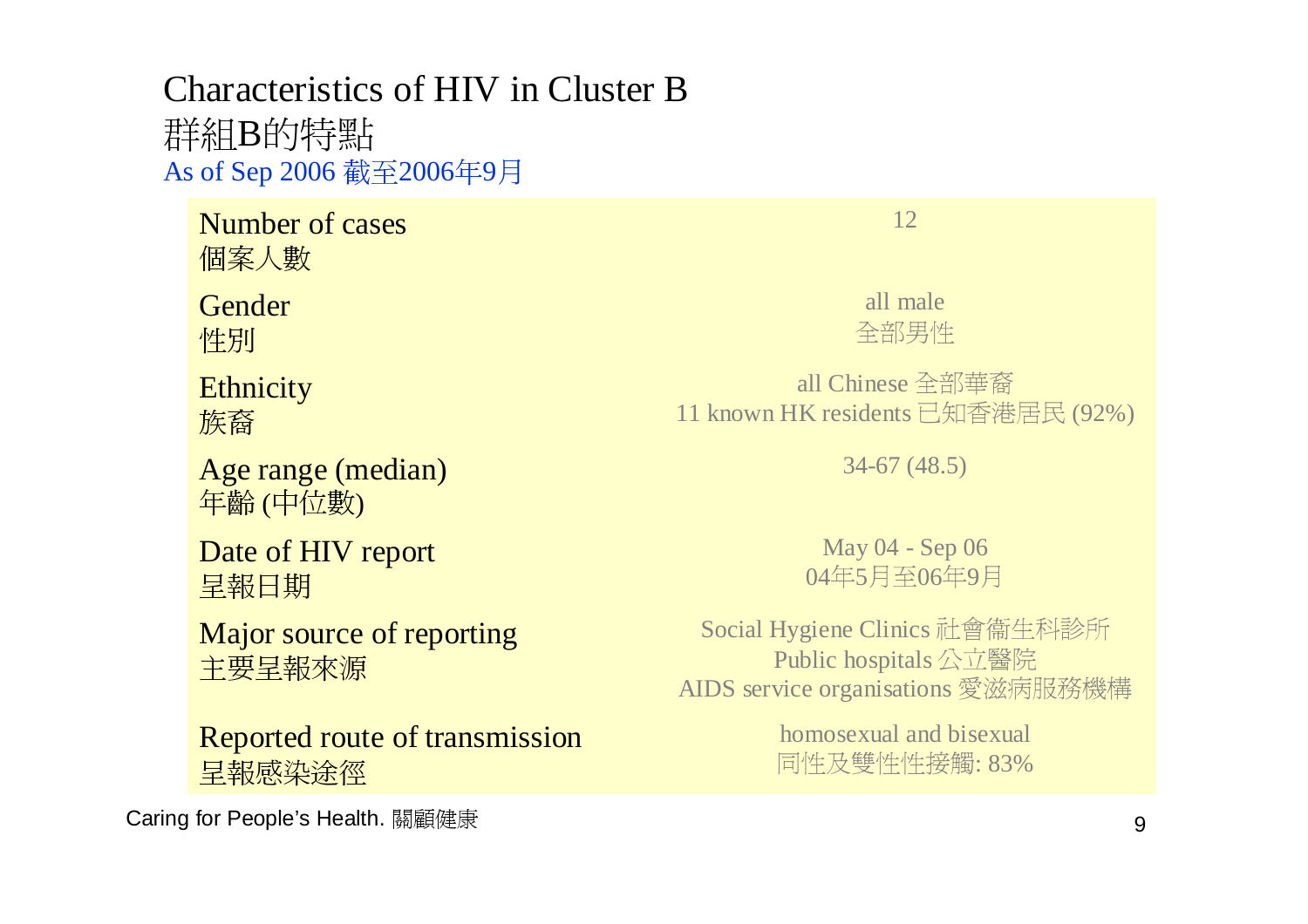# Characteristics of HIV in Cluster B
# 群組B的特點

As of Sep 2006 截至2006年9月

| | |
|---|---|
| Number of cases<br>個案人數 | 12 |
| Gender<br>性別 | all male<br>全部男性 |
| Ethnicity<br>族裔 | all Chinese 全部華裔<br>11 known HK residents 已知香港居民 (92%) |
| Age range (median)<br>年齡 (中位數) | 34-67 (48.5) |
| Date of HIV report<br>呈報日期 | May 04 - Sep 06<br>04年5月至06年9月 |
| Major source of reporting<br>主要呈報來源 | Social Hygiene Clinics 社會衞生科診所<br>Public hospitals 公立醫院<br>AIDS service organisations 愛滋病服務機構 |
| Reported route of transmission<br>呈報感染途徑 | homosexual and bisexual<br>同性及雙性性接觸: 83% |

Caring for People's Health. 關顧健康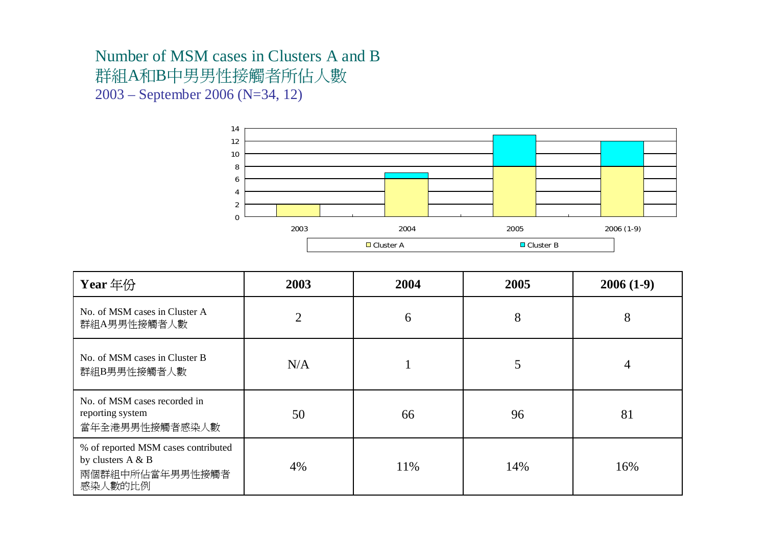# Number of MSM cases in Clusters A and B
群組A和B中男男性接觸者所佔人數
2003 – September 2006 (N=34, 12)

14
12
10
8
6
4
2
0
2003
2004
2005
2006 (1-9)
Cluster A
Cluster B

| Year 年份 | 2003 | 2004 | 2005 | 2006 (1-9) |
|---|---|---|---|---|
| No. of MSM cases in Cluster A 群組A男男性接觸者人數 | 2 | 6 | 8 | 8 |
| No. of MSM cases in Cluster B 群組B男男性接觸者人數 | N/A | 1 | 5 | 4 |
| No. of MSM cases recorded in reporting system 當年全港男男性接觸者感染人數 | 50 | 66 | 96 | 81 |
| % of reported MSM cases contributed by clusters A & B 兩個群組中所佔當年男男性接觸者感染人數的比例 | 4% | 11% | 14% | 16% |